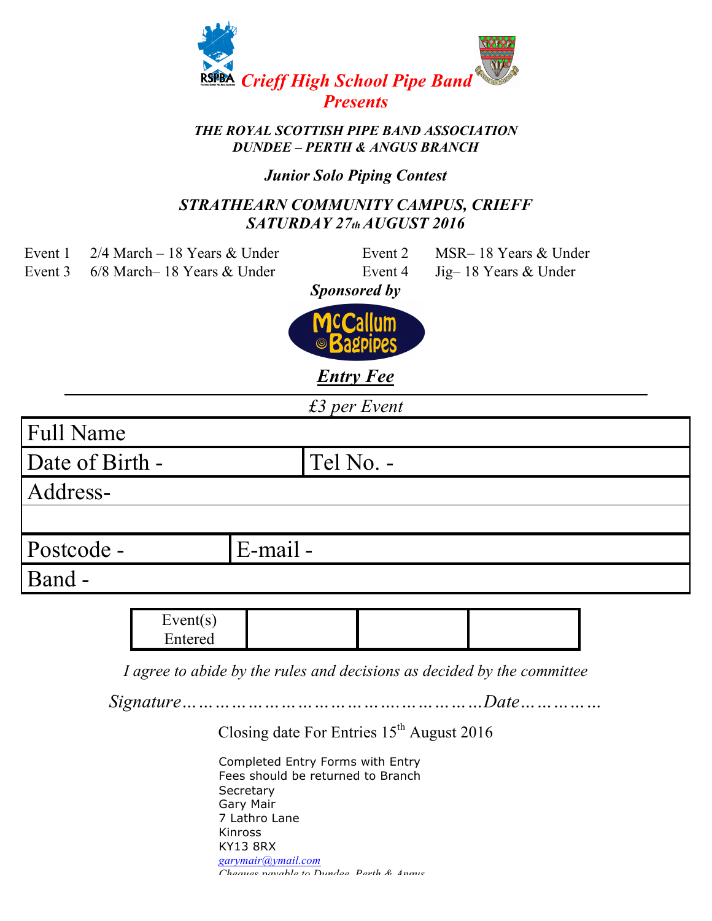# *Crieff High School Pipe Band Presents*

***THE ROYAL SCOTTISH PIPE BAND ASSOCIATION***
***DUNDEE – PERTH & ANGUS BRANCH***

***Junior Solo Piping Contest***

***STRATHEARN COMMUNITY CAMPUS, CRIEFF***
***SATURDAY 27th AUGUST 2016***

| | | | |
|---|---|---|---|
| Event 1 | 2/4 March – 18 Years & Under | Event 2 | MSR– 18 Years & Under |
| Event 3 | 6/8 March– 18 Years & Under | Event 4 | Jig– 18 Years & Under |

***Sponsored by***

McCallum Bagpipes

***Entry Fee***

*£3 per Event*

| Full Name | |
|---|---|
| Date of Birth - | Tel No. - |
| Address- | |
| | |
| Postcode - | E-mail - |
| Band - | |

| Event(s) Entered | | | |
|---|---|---|---|

*I agree to abide by the rules and decisions as decided by the committee*

*Signature……………………………………………………Date……………*

Closing date For Entries 15th August 2016

Completed Entry Forms with Entry Fees should be returned to Branch Secretary
Gary Mair
7 Lathro Lane
Kinross
KY13 8RX
garymair@ymail.com
Cheques payable to Dundee, Perth & Angus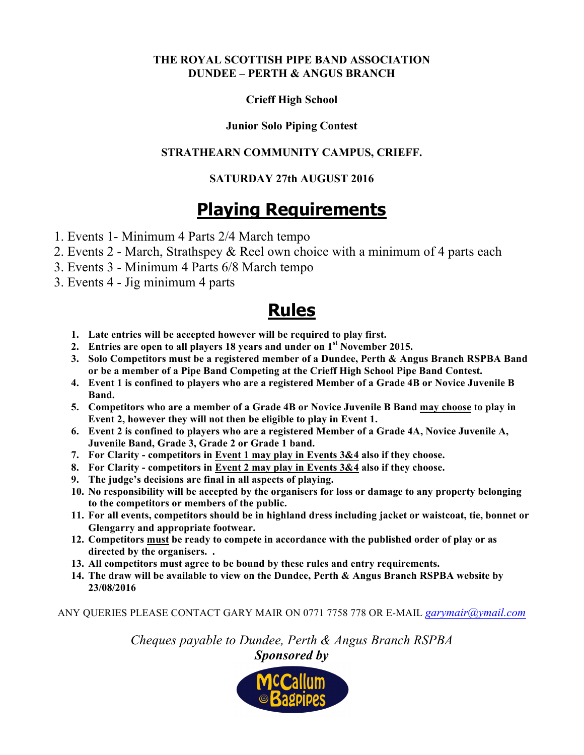**THE ROYAL SCOTTISH PIPE BAND ASSOCIATION**
**DUNDEE – PERTH & ANGUS BRANCH**

**Crieff High School**

**Junior Solo Piping Contest**

**STRATHEARN COMMUNITY CAMPUS, CRIEFF.**

**SATURDAY 27th AUGUST 2016**

# Playing Requirements

1. Events 1- Minimum 4 Parts 2/4 March tempo
2. Events 2 - March, Strathspey & Reel own choice with a minimum of 4 parts each
3. Events 3 - Minimum 4 Parts 6/8 March tempo
3. Events 4 - Jig minimum 4 parts

# Rules

1. **Late entries will be accepted however will be required to play first.**
2. **Entries are open to all players 18 years and under on 1st November 2015.**
3. **Solo Competitors must be a registered member of a Dundee, Perth & Angus Branch RSPBA Band or be a member of a Pipe Band Competing at the Crieff High School Pipe Band Contest.**
4. **Event 1 is confined to players who are a registered Member of a Grade 4B or Novice Juvenile B Band.**
5. **Competitors who are a member of a Grade 4B or Novice Juvenile B Band may choose to play in Event 2, however they will not then be eligible to play in Event 1.**
6. **Event 2 is confined to players who are a registered Member of a Grade 4A, Novice Juvenile A, Juvenile Band, Grade 3, Grade 2 or Grade 1 band.**
7. **For Clarity - competitors in Event 1 may play in Events 3&4 also if they choose.**
8. **For Clarity - competitors in Event 2 may play in Events 3&4 also if they choose.**
9. **The judge's decisions are final in all aspects of playing.**
10. **No responsibility will be accepted by the organisers for loss or damage to any property belonging to the competitors or members of the public.**
11. **For all events, competitors should be in highland dress including jacket or waistcoat, tie, bonnet or Glengarry and appropriate footwear.**
12. **Competitors must be ready to compete in accordance with the published order of play or as directed by the organisers. .**
13. **All competitors must agree to be bound by these rules and entry requirements.**
14. **The draw will be available to view on the Dundee, Perth & Angus Branch RSPBA website by 23/08/2016**

ANY QUERIES PLEASE CONTACT GARY MAIR ON 0771 7758 778 OR E-MAIL *garymair@ymail.com*

*Cheques payable to Dundee, Perth & Angus Branch RSPBA*

***Sponsored by***

McCallum Bagpipes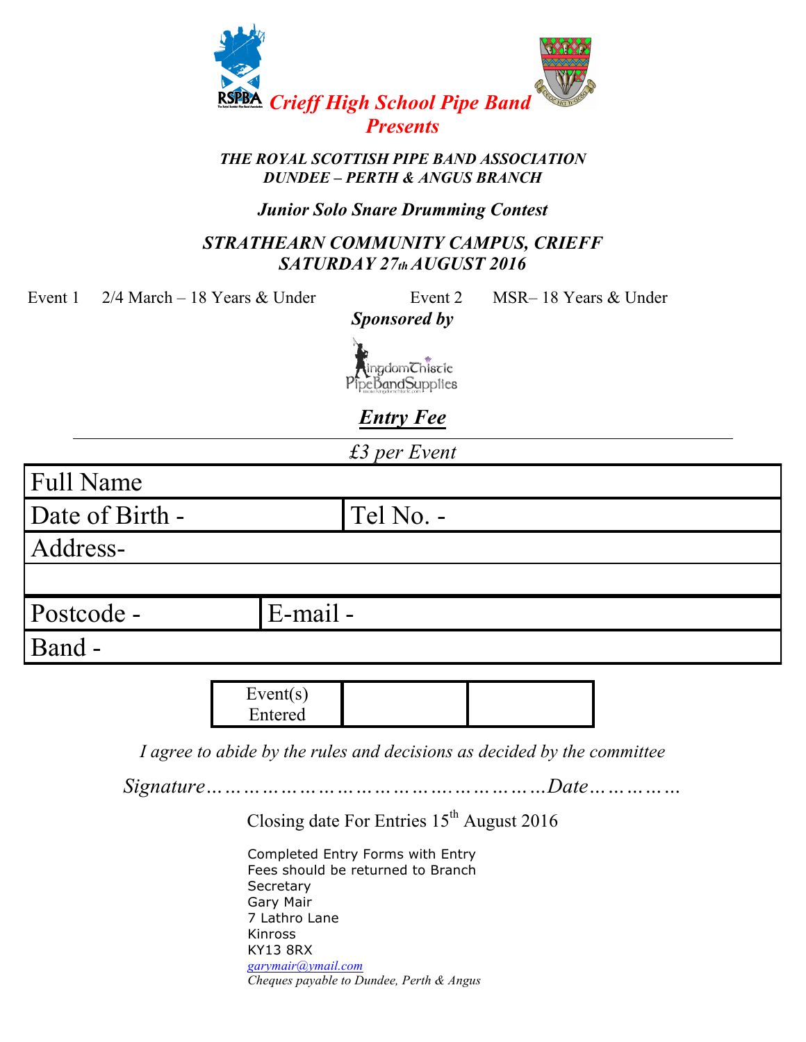## *Crieff High School Pipe Band Presents*

***THE ROYAL SCOTTISH PIPE BAND ASSOCIATION***
***DUNDEE – PERTH & ANGUS BRANCH***

### *Junior Solo Snare Drumming Contest*

***STRATHEARN COMMUNITY CAMPUS, CRIEFF***
***SATURDAY 27th AUGUST 2016***

Event 1 2/4 March – 18 Years & Under

Event 2 MSR– 18 Years & Under

***Sponsored by***

KingdomThistle PipeBandSupplies

### ***Entry Fee***

*£3 per Event*

| Full Name | |
|---|---|
| Date of Birth - | Tel No. - |
| Address- | |
| | |
| Postcode - | E-mail - |
| Band - | |

| Event(s) Entered | | |
|---|---|---|

*I agree to abide by the rules and decisions as decided by the committee*

*Signature……………………………………………Date……………*

Closing date For Entries 15th August 2016

Completed Entry Forms with Entry Fees should be returned to Branch Secretary
Gary Mair
7 Lathro Lane
Kinross
KY13 8RX
garymair@ymail.com
*Cheques payable to Dundee, Perth & Angus*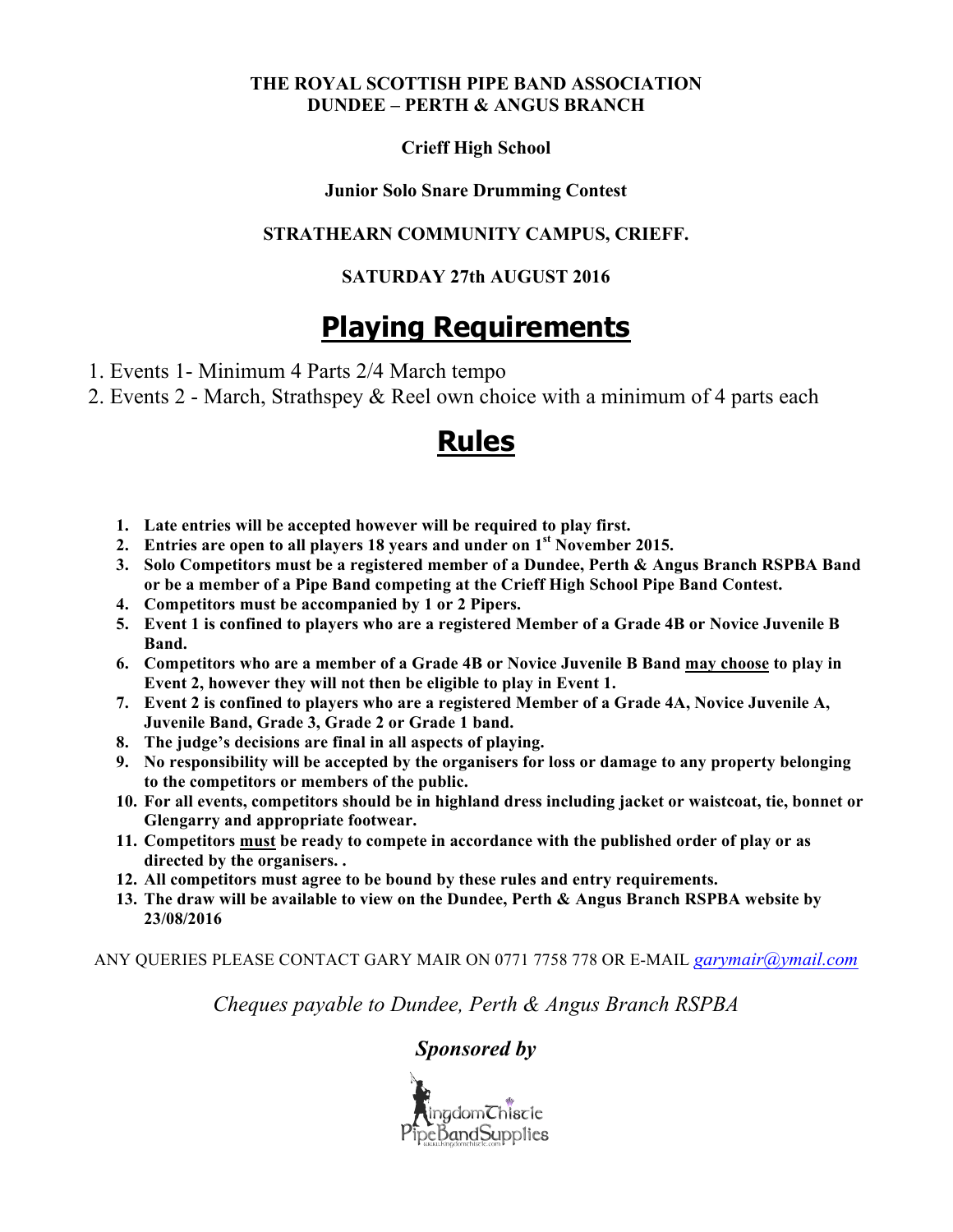**THE ROYAL SCOTTISH PIPE BAND ASSOCIATION**
**DUNDEE – PERTH & ANGUS BRANCH**

**Crieff High School**

**Junior Solo Snare Drumming Contest**

**STRATHEARN COMMUNITY CAMPUS, CRIEFF.**

**SATURDAY 27th AUGUST 2016**

# Playing Requirements

1. Events 1- Minimum 4 Parts 2/4 March tempo
2. Events 2 - March, Strathspey & Reel own choice with a minimum of 4 parts each

# Rules

1. **Late entries will be accepted however will be required to play first.**
2. **Entries are open to all players 18 years and under on 1st November 2015.**
3. **Solo Competitors must be a registered member of a Dundee, Perth & Angus Branch RSPBA Band or be a member of a Pipe Band competing at the Crieff High School Pipe Band Contest.**
4. **Competitors must be accompanied by 1 or 2 Pipers.**
5. **Event 1 is confined to players who are a registered Member of a Grade 4B or Novice Juvenile B Band.**
6. **Competitors who are a member of a Grade 4B or Novice Juvenile B Band <u>may choose</u> to play in Event 2, however they will not then be eligible to play in Event 1.**
7. **Event 2 is confined to players who are a registered Member of a Grade 4A, Novice Juvenile A, Juvenile Band, Grade 3, Grade 2 or Grade 1 band.**
8. **The judge's decisions are final in all aspects of playing.**
9. **No responsibility will be accepted by the organisers for loss or damage to any property belonging to the competitors or members of the public.**
10. **For all events, competitors should be in highland dress including jacket or waistcoat, tie, bonnet or Glengarry and appropriate footwear.**
11. **Competitors <u>must</u> be ready to compete in accordance with the published order of play or as directed by the organisers. .**
12. **All competitors must agree to be bound by these rules and entry requirements.**
13. **The draw will be available to view on the Dundee, Perth & Angus Branch RSPBA website by 23/08/2016**

ANY QUERIES PLEASE CONTACT GARY MAIR ON 0771 7758 778 OR E-MAIL garymair@ymail.com

*Cheques payable to Dundee, Perth & Angus Branch RSPBA*

***Sponsored by***

KingdomThistle PipeBandSupplies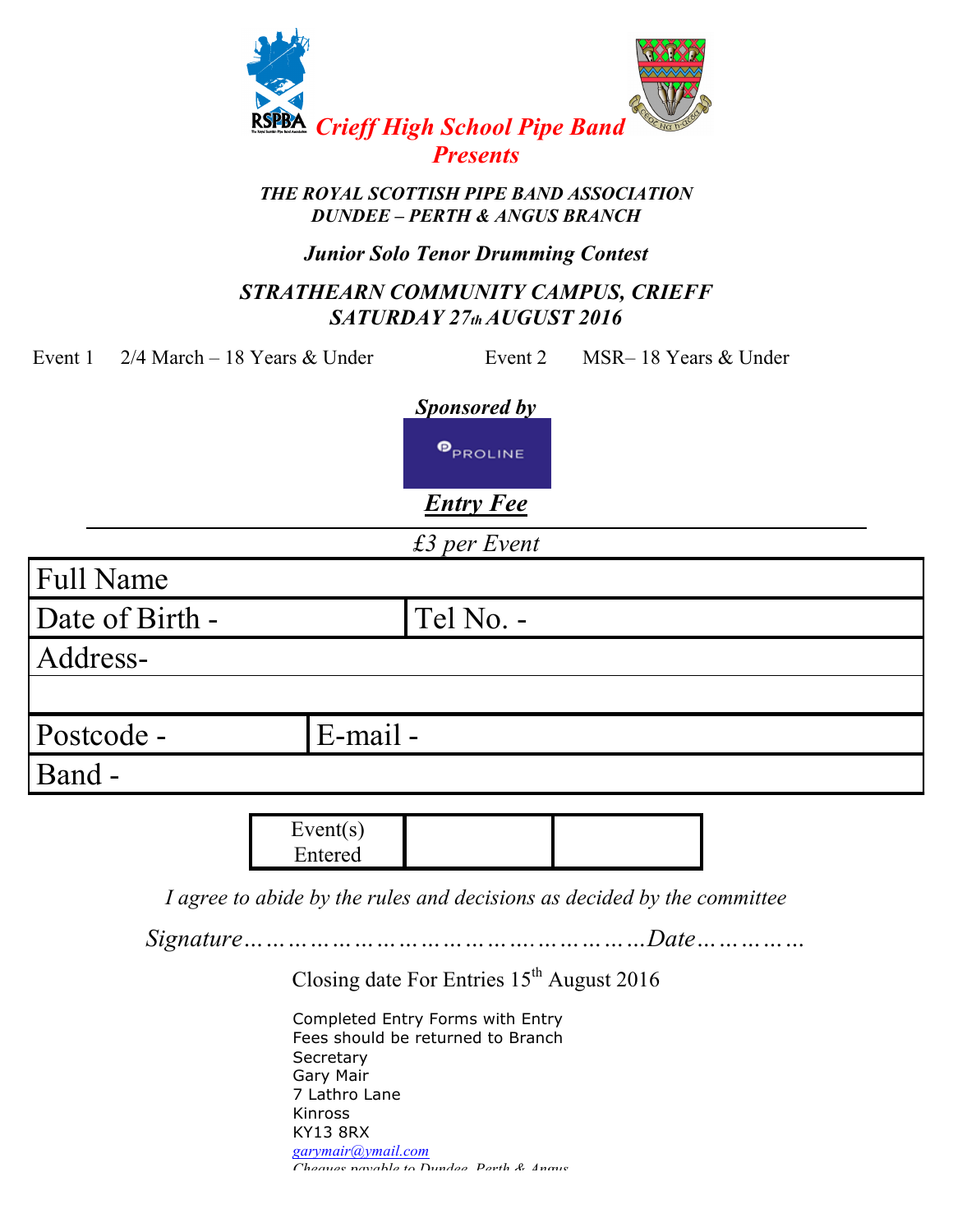## *Crieff High School Pipe Band Presents*

***THE ROYAL SCOTTISH PIPE BAND ASSOCIATION***
***DUNDEE – PERTH & ANGUS BRANCH***

***Junior Solo Tenor Drumming Contest***

***STRATHEARN COMMUNITY CAMPUS, CRIEFF***
***SATURDAY 27th AUGUST 2016***

Event 1 2/4 March – 18 Years & Under

Event 2 MSR– 18 Years & Under

***Sponsored by***

PROLINE

***Entry Fee***

*£3 per Event*

| Full Name | |
|---|---|
| Date of Birth - | Tel No. - |
| Address- | |
| | |
| Postcode - | E-mail - |
| Band - | |

| Event(s) Entered | | |
|---|---|---|

*I agree to abide by the rules and decisions as decided by the committee*

*Signature……………………………………………………Date……………*

Closing date For Entries 15th August 2016

Completed Entry Forms with Entry Fees should be returned to Branch Secretary
Gary Mair
7 Lathro Lane
Kinross
KY13 8RX
garymair@ymail.com
*Cheques payable to Dundee, Perth & Angus*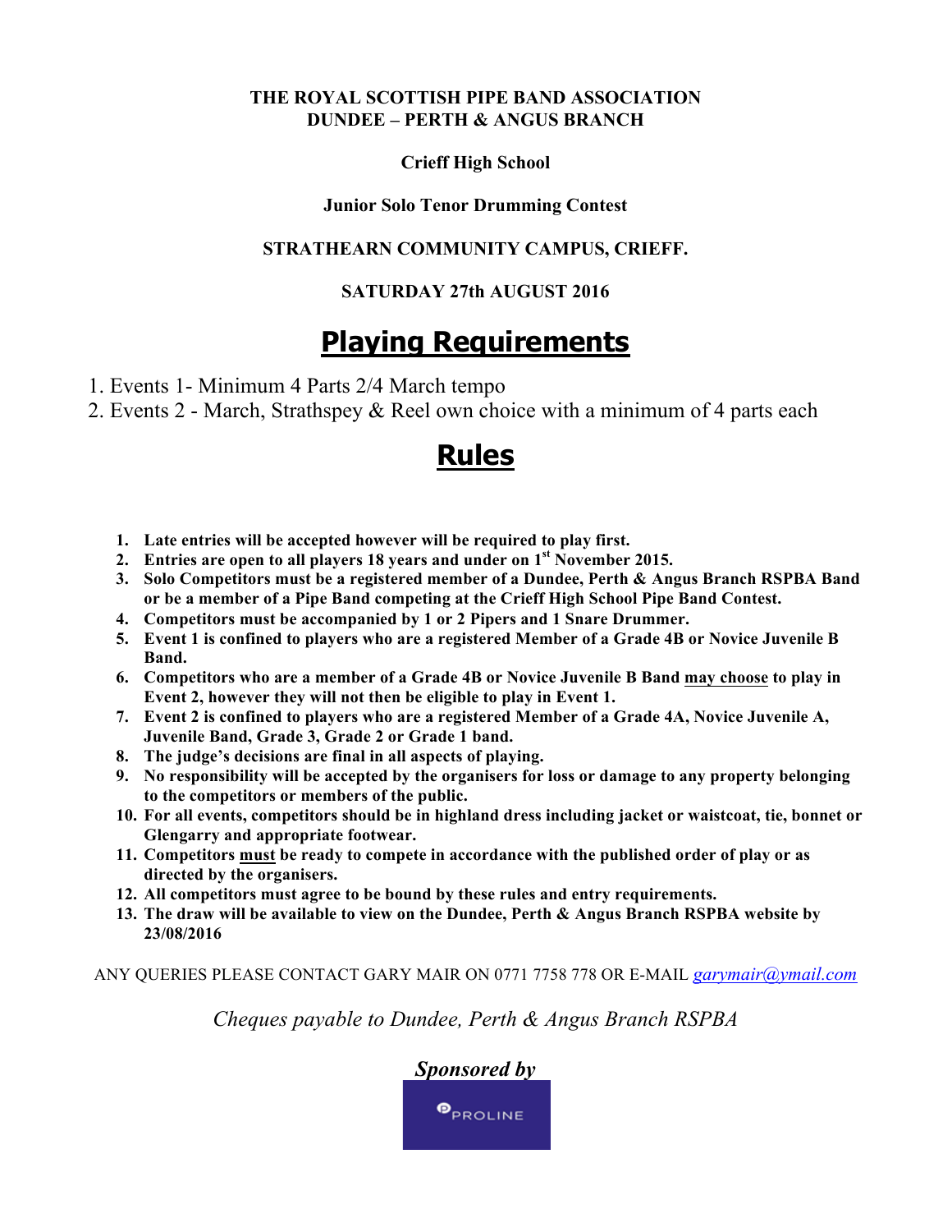**THE ROYAL SCOTTISH PIPE BAND ASSOCIATION**
**DUNDEE – PERTH & ANGUS BRANCH**

**Crieff High School**

**Junior Solo Tenor Drumming Contest**

**STRATHEARN COMMUNITY CAMPUS, CRIEFF.**

**SATURDAY 27th AUGUST 2016**

# Playing Requirements

1. Events 1- Minimum 4 Parts 2/4 March tempo
2. Events 2 - March, Strathspey & Reel own choice with a minimum of 4 parts each

# Rules

1. **Late entries will be accepted however will be required to play first.**
2. **Entries are open to all players 18 years and under on 1st November 2015.**
3. **Solo Competitors must be a registered member of a Dundee, Perth & Angus Branch RSPBA Band or be a member of a Pipe Band competing at the Crieff High School Pipe Band Contest.**
4. **Competitors must be accompanied by 1 or 2 Pipers and 1 Snare Drummer.**
5. **Event 1 is confined to players who are a registered Member of a Grade 4B or Novice Juvenile B Band.**
6. **Competitors who are a member of a Grade 4B or Novice Juvenile B Band may choose to play in Event 2, however they will not then be eligible to play in Event 1.**
7. **Event 2 is confined to players who are a registered Member of a Grade 4A, Novice Juvenile A, Juvenile Band, Grade 3, Grade 2 or Grade 1 band.**
8. **The judge's decisions are final in all aspects of playing.**
9. **No responsibility will be accepted by the organisers for loss or damage to any property belonging to the competitors or members of the public.**
10. **For all events, competitors should be in highland dress including jacket or waistcoat, tie, bonnet or Glengarry and appropriate footwear.**
11. **Competitors must be ready to compete in accordance with the published order of play or as directed by the organisers.**
12. **All competitors must agree to be bound by these rules and entry requirements.**
13. **The draw will be available to view on the Dundee, Perth & Angus Branch RSPBA website by 23/08/2016**

ANY QUERIES PLEASE CONTACT GARY MAIR ON 0771 7758 778 OR E-MAIL garymair@ymail.com

*Cheques payable to Dundee, Perth & Angus Branch RSPBA*

***Sponsored by***

PROLINE